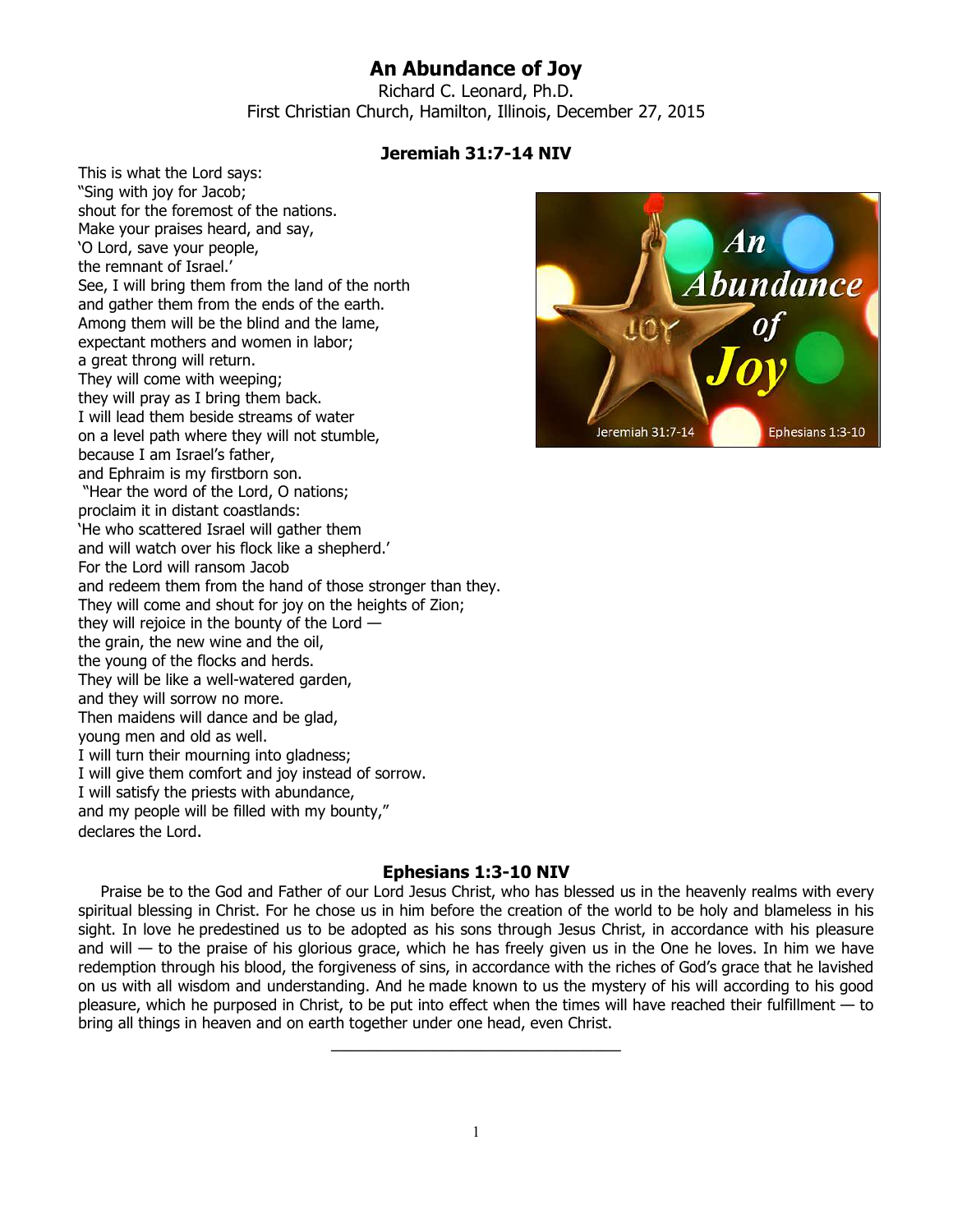# An Abundance of Joy

Richard C. Leonard, Ph.D.
First Christian Church, Hamilton, Illinois, December 27, 2015

## Jeremiah 31:7-14 NIV

This is what the Lord says:
"Sing with joy for Jacob;
shout for the foremost of the nations.
Make your praises heard, and say,
'O Lord, save your people,
the remnant of Israel.'
See, I will bring them from the land of the north
and gather them from the ends of the earth.
Among them will be the blind and the lame,
expectant mothers and women in labor;
a great throng will return.
They will come with weeping;
they will pray as I bring them back.
I will lead them beside streams of water
on a level path where they will not stumble,
because I am Israel's father,
and Ephraim is my firstborn son.
"Hear the word of the Lord, O nations;
proclaim it in distant coastlands:
'He who scattered Israel will gather them
and will watch over his flock like a shepherd.'
For the Lord will ransom Jacob
and redeem them from the hand of those stronger than they.
They will come and shout for joy on the heights of Zion;
they will rejoice in the bounty of the Lord —
the grain, the new wine and the oil,
the young of the flocks and herds.
They will be like a well-watered garden,
and they will sorrow no more.
Then maidens will dance and be glad,
young men and old as well.
I will turn their mourning into gladness;
I will give them comfort and joy instead of sorrow.
I will satisfy the priests with abundance,
and my people will be filled with my bounty,"
declares the Lord.

An Abundance of Joy
Jeremiah 31:7-14
Ephesians 1:3-10

## Ephesians 1:3-10 NIV

Praise be to the God and Father of our Lord Jesus Christ, who has blessed us in the heavenly realms with every spiritual blessing in Christ. For he chose us in him before the creation of the world to be holy and blameless in his sight. In love he predestined us to be adopted as his sons through Jesus Christ, in accordance with his pleasure and will — to the praise of his glorious grace, which he has freely given us in the One he loves. In him we have redemption through his blood, the forgiveness of sins, in accordance with the riches of God's grace that he lavished on us with all wisdom and understanding. And he made known to us the mystery of his will according to his good pleasure, which he purposed in Christ, to be put into effect when the times will have reached their fulfillment — to bring all things in heaven and on earth together under one head, even Christ.

---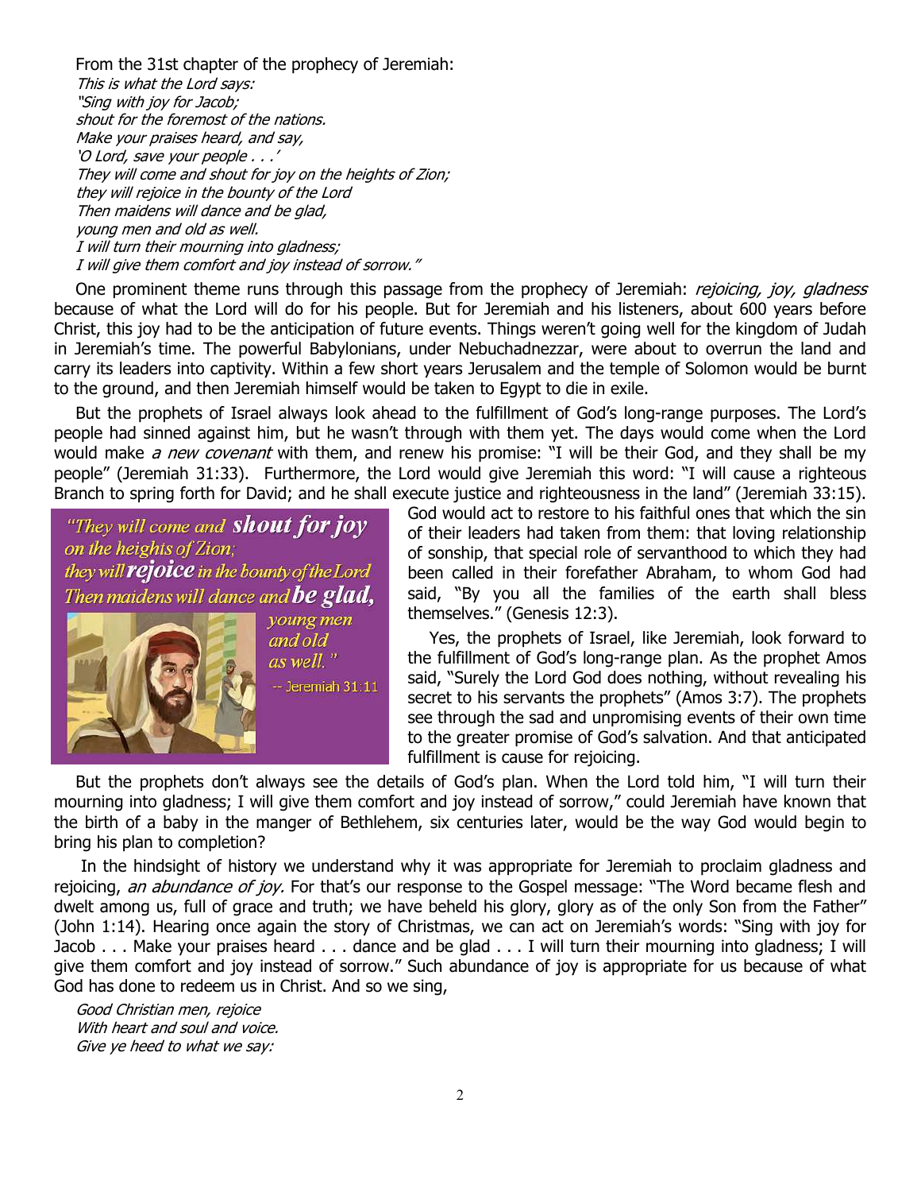From the 31st chapter of the prophecy of Jeremiah:

*This is what the Lord says:*
*"Sing with joy for Jacob;*
*shout for the foremost of the nations.*
*Make your praises heard, and say,*
*'O Lord, save your people . . .'*
*They will come and shout for joy on the heights of Zion;*
*they will rejoice in the bounty of the Lord*
*Then maidens will dance and be glad,*
*young men and old as well.*
*I will turn their mourning into gladness;*
*I will give them comfort and joy instead of sorrow."*

One prominent theme runs through this passage from the prophecy of Jeremiah: *rejoicing, joy, gladness* because of what the Lord will do for his people. But for Jeremiah and his listeners, about 600 years before Christ, this joy had to be the anticipation of future events. Things weren't going well for the kingdom of Judah in Jeremiah's time. The powerful Babylonians, under Nebuchadnezzar, were about to overrun the land and carry its leaders into captivity. Within a few short years Jerusalem and the temple of Solomon would be burnt to the ground, and then Jeremiah himself would be taken to Egypt to die in exile.

But the prophets of Israel always look ahead to the fulfillment of God's long-range purposes. The Lord's people had sinned against him, but he wasn't through with them yet. The days would come when the Lord would make *a new covenant* with them, and renew his promise: "I will be their God, and they shall be my people" (Jeremiah 31:33). Furthermore, the Lord would give Jeremiah this word: "I will cause a righteous Branch to spring forth for David; and he shall execute justice and righteousness in the land" (Jeremiah 33:15). God would act to restore to his faithful ones that which the sin of their leaders had taken from them: that loving relationship of sonship, that special role of servanthood to which they had been called in their forefather Abraham, to whom God had said, "By you all the families of the earth shall bless themselves." (Genesis 12:3).

"They will come and **shout for joy** on the heights of Zion; they will **rejoice** in the bounty of the Lord Then maidens will dance and **be glad,** young men and old as well."
-- Jeremiah 31:11

Yes, the prophets of Israel, like Jeremiah, look forward to the fulfillment of God's long-range plan. As the prophet Amos said, "Surely the Lord God does nothing, without revealing his secret to his servants the prophets" (Amos 3:7). The prophets see through the sad and unpromising events of their own time to the greater promise of God's salvation. And that anticipated fulfillment is cause for rejoicing.

But the prophets don't always see the details of God's plan. When the Lord told him, "I will turn their mourning into gladness; I will give them comfort and joy instead of sorrow," could Jeremiah have known that the birth of a baby in the manger of Bethlehem, six centuries later, would be the way God would begin to bring his plan to completion?

In the hindsight of history we understand why it was appropriate for Jeremiah to proclaim gladness and rejoicing, *an abundance of joy.* For that's our response to the Gospel message: "The Word became flesh and dwelt among us, full of grace and truth; we have beheld his glory, glory as of the only Son from the Father" (John 1:14). Hearing once again the story of Christmas, we can act on Jeremiah's words: "Sing with joy for Jacob . . . Make your praises heard . . . dance and be glad . . . I will turn their mourning into gladness; I will give them comfort and joy instead of sorrow." Such abundance of joy is appropriate for us because of what God has done to redeem us in Christ. And so we sing,

*Good Christian men, rejoice*
*With heart and soul and voice.*
*Give ye heed to what we say:*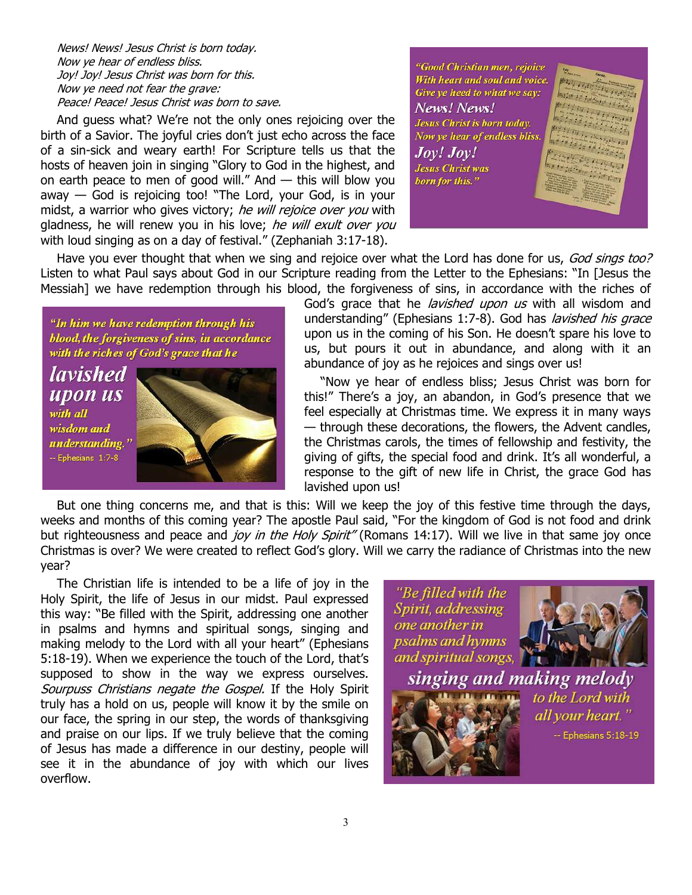*News! News! Jesus Christ is born today.*
*Now ye hear of endless bliss.*
*Joy! Joy! Jesus Christ was born for this.*
*Now ye need not fear the grave:*
*Peace! Peace! Jesus Christ was born to save.*

And guess what? We're not the only ones rejoicing over the birth of a Savior. The joyful cries don't just echo across the face of a sin-sick and weary earth! For Scripture tells us that the hosts of heaven join in singing "Glory to God in the highest, and on earth peace to men of good will." And — this will blow you away — God is rejoicing too! "The Lord, your God, is in your midst, a warrior who gives victory; *he will rejoice over you* with gladness, he will renew you in his love; *he will exult over you* with loud singing as on a day of festival." (Zephaniah 3:17-18).

"Good Christian men, rejoice
With heart and soul and voice.
Give ye heed to what we say:
News! News!
Jesus Christ is born today.
Now ye hear of endless bliss.
Joy! Joy!
Jesus Christ was
born for this."

Have you ever thought that when we sing and rejoice over what the Lord has done for us, *God sings too?* Listen to what Paul says about God in our Scripture reading from the Letter to the Ephesians: "In [Jesus the Messiah] we have redemption through his blood, the forgiveness of sins, in accordance with the riches of God's grace that he *lavished upon us* with all wisdom and understanding" (Ephesians 1:7-8). God has *lavished his grace* upon us in the coming of his Son. He doesn't spare his love to us, but pours it out in abundance, and along with it an abundance of joy as he rejoices and sings over us!

"In him we have redemption through his blood, the forgiveness of sins, in accordance with the riches of God's grace that he **lavished upon us** with all wisdom and understanding."
-- Ephesians 1:7-8

"Now ye hear of endless bliss; Jesus Christ was born for this!" There's a joy, an abandon, in God's presence that we feel especially at Christmas time. We express it in many ways — through these decorations, the flowers, the Advent candles, the Christmas carols, the times of fellowship and festivity, the giving of gifts, the special food and drink. It's all wonderful, a response to the gift of new life in Christ, the grace God has lavished upon us!

But one thing concerns me, and that is this: Will we keep the joy of this festive time through the days, weeks and months of this coming year? The apostle Paul said, "For the kingdom of God is not food and drink but righteousness and peace and *joy in the Holy Spirit"* (Romans 14:17). Will we live in that same joy once Christmas is over? We were created to reflect God's glory. Will we carry the radiance of Christmas into the new year?

The Christian life is intended to be a life of joy in the Holy Spirit, the life of Jesus in our midst. Paul expressed this way: "Be filled with the Spirit, addressing one another in psalms and hymns and spiritual songs, singing and making melody to the Lord with all your heart" (Ephesians 5:18-19). When we experience the touch of the Lord, that's supposed to show in the way we express ourselves. *Sourpuss Christians negate the Gospel.* If the Holy Spirit truly has a hold on us, people will know it by the smile on our face, the spring in our step, the words of thanksgiving and praise on our lips. If we truly believe that the coming of Jesus has made a difference in our destiny, people will see it in the abundance of joy with which our lives overflow.

"Be filled with the Spirit, addressing one another in psalms and hymns and spiritual songs, **singing and making melody** to the Lord with all your heart."
-- Ephesians 5:18-19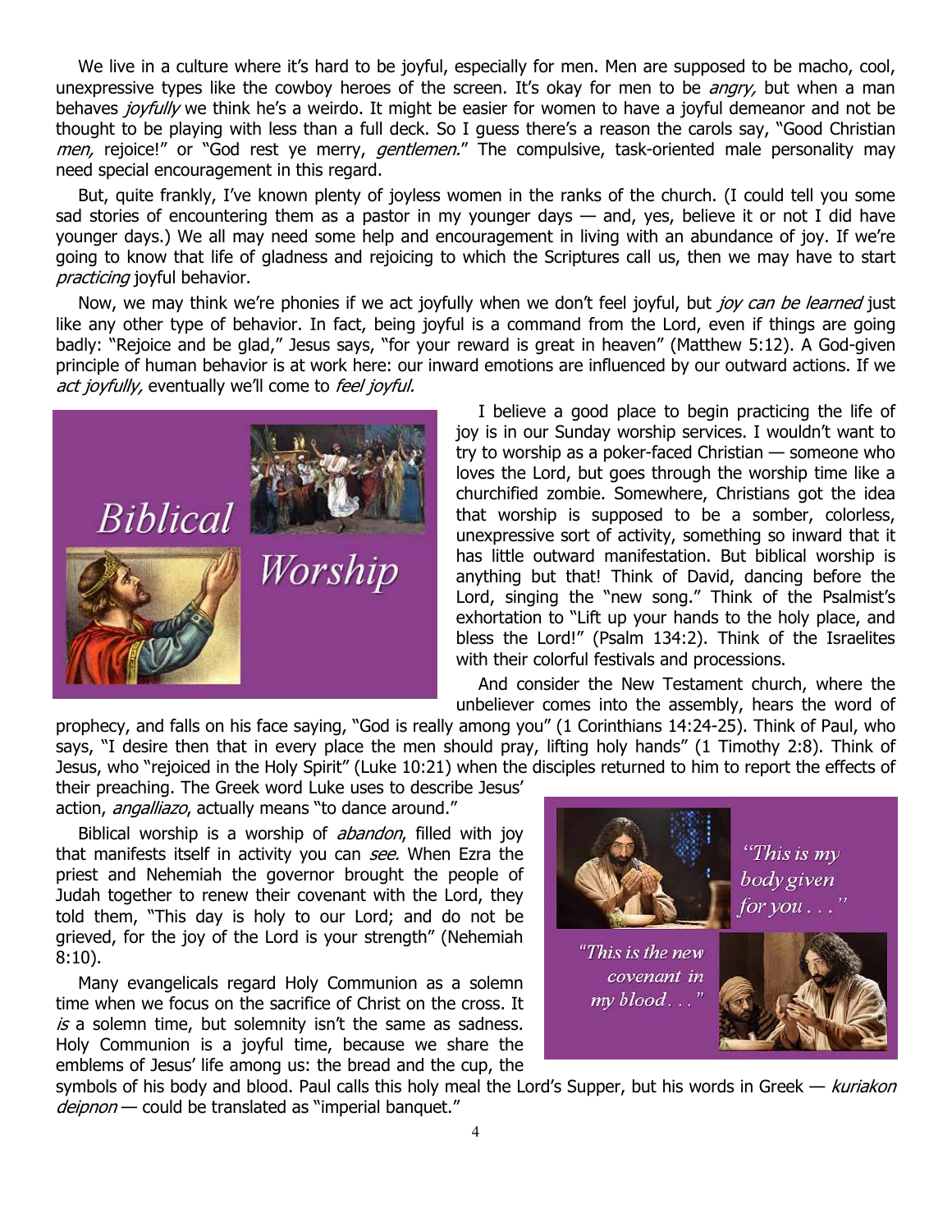We live in a culture where it's hard to be joyful, especially for men. Men are supposed to be macho, cool, unexpressive types like the cowboy heroes of the screen. It's okay for men to be *angry,* but when a man behaves *joyfully* we think he's a weirdo. It might be easier for women to have a joyful demeanor and not be thought to be playing with less than a full deck. So I guess there's a reason the carols say, "Good Christian *men,* rejoice!" or "God rest ye merry, *gentlemen.*" The compulsive, task-oriented male personality may need special encouragement in this regard.

But, quite frankly, I've known plenty of joyless women in the ranks of the church. (I could tell you some sad stories of encountering them as a pastor in my younger days — and, yes, believe it or not I did have younger days.) We all may need some help and encouragement in living with an abundance of joy. If we're going to know that life of gladness and rejoicing to which the Scriptures call us, then we may have to start *practicing* joyful behavior.

Now, we may think we're phonies if we act joyfully when we don't feel joyful, but *joy can be learned* just like any other type of behavior. In fact, being joyful is a command from the Lord, even if things are going badly: "Rejoice and be glad," Jesus says, "for your reward is great in heaven" (Matthew 5:12). A God-given principle of human behavior is at work here: our inward emotions are influenced by our outward actions. If we *act joyfully,* eventually we'll come to *feel joyful.*

I believe a good place to begin practicing the life of joy is in our Sunday worship services. I wouldn't want to try to worship as a poker-faced Christian — someone who loves the Lord, but goes through the worship time like a churchified zombie. Somewhere, Christians got the idea that worship is supposed to be a somber, colorless, unexpressive sort of activity, something so inward that it has little outward manifestation. But biblical worship is anything but that! Think of David, dancing before the Lord, singing the "new song." Think of the Psalmist's exhortation to "Lift up your hands to the holy place, and bless the Lord!" (Psalm 134:2). Think of the Israelites with their colorful festivals and processions.

And consider the New Testament church, where the unbeliever comes into the assembly, hears the word of prophecy, and falls on his face saying, "God is really among you" (1 Corinthians 14:24-25). Think of Paul, who says, "I desire then that in every place the men should pray, lifting holy hands" (1 Timothy 2:8). Think of Jesus, who "rejoiced in the Holy Spirit" (Luke 10:21) when the disciples returned to him to report the effects of their preaching. The Greek word Luke uses to describe Jesus' action, *angalliazo*, actually means "to dance around."

Biblical worship is a worship of *abandon*, filled with joy that manifests itself in activity you can *see.* When Ezra the priest and Nehemiah the governor brought the people of Judah together to renew their covenant with the Lord, they told them, "This day is holy to our Lord; and do not be grieved, for the joy of the Lord is your strength" (Nehemiah 8:10).

Many evangelicals regard Holy Communion as a solemn time when we focus on the sacrifice of Christ on the cross. It *is* a solemn time, but solemnity isn't the same as sadness. Holy Communion is a joyful time, because we share the emblems of Jesus' life among us: the bread and the cup, the symbols of his body and blood. Paul calls this holy meal the Lord's Supper, but his words in Greek — *kuriakon deipnon* — could be translated as "imperial banquet."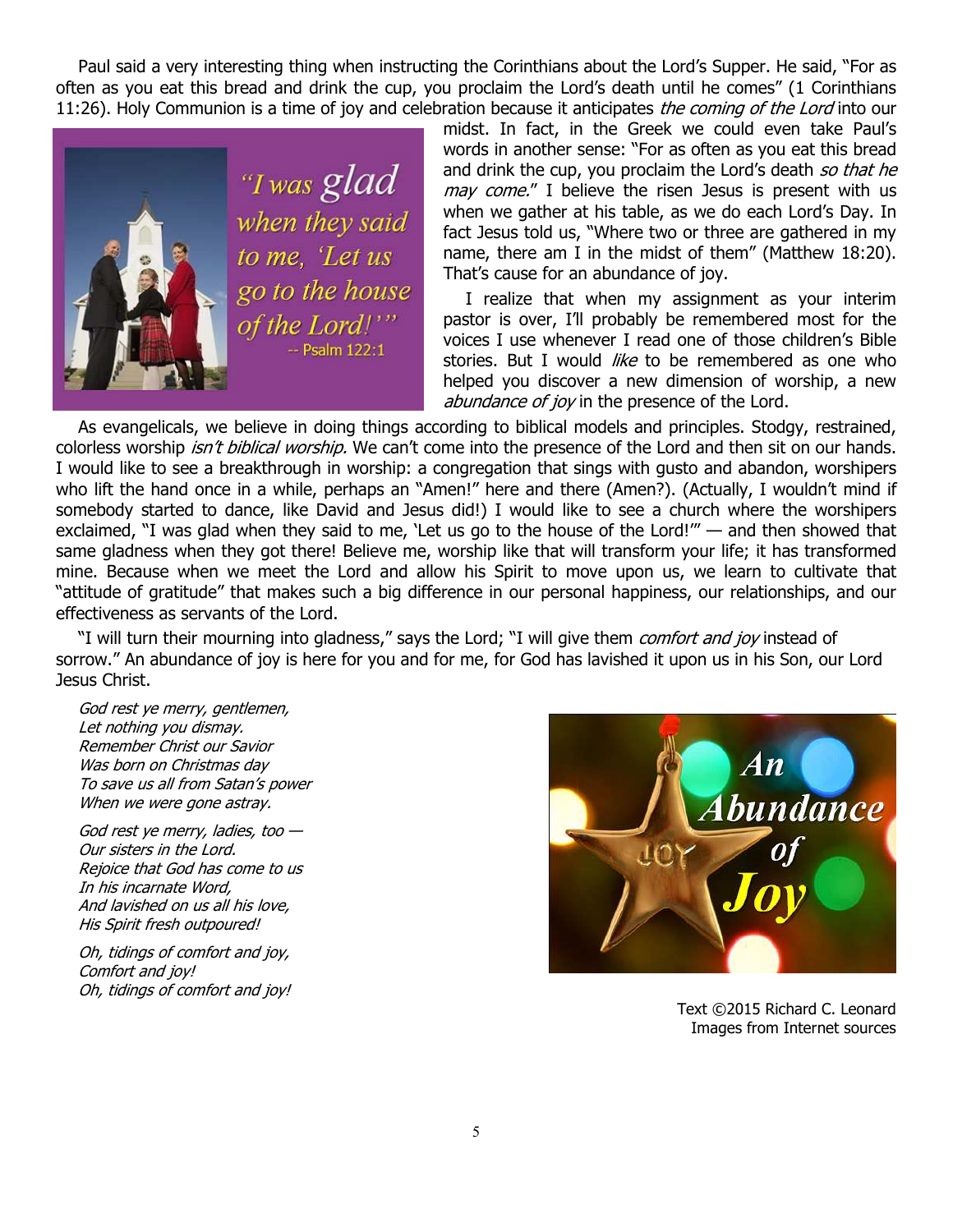Paul said a very interesting thing when instructing the Corinthians about the Lord's Supper. He said, "For as often as you eat this bread and drink the cup, you proclaim the Lord's death until he comes" (1 Corinthians 11:26). Holy Communion is a time of joy and celebration because it anticipates *the coming of the Lord* into our midst. In fact, in the Greek we could even take Paul's words in another sense: "For as often as you eat this bread and drink the cup, you proclaim the Lord's death *so that he may come.*" I believe the risen Jesus is present with us when we gather at his table, as we do each Lord's Day. In fact Jesus told us, "Where two or three are gathered in my name, there am I in the midst of them" (Matthew 18:20). That's cause for an abundance of joy.

I realize that when my assignment as your interim pastor is over, I'll probably be remembered most for the voices I use whenever I read one of those children's Bible stories. But I would *like* to be remembered as one who helped you discover a new dimension of worship, a new *abundance of joy* in the presence of the Lord.

As evangelicals, we believe in doing things according to biblical models and principles. Stodgy, restrained, colorless worship *isn't biblical worship.* We can't come into the presence of the Lord and then sit on our hands. I would like to see a breakthrough in worship: a congregation that sings with gusto and abandon, worshipers who lift the hand once in a while, perhaps an "Amen!" here and there (Amen?). (Actually, I wouldn't mind if somebody started to dance, like David and Jesus did!) I would like to see a church where the worshipers exclaimed, "I was glad when they said to me, 'Let us go to the house of the Lord!'" — and then showed that same gladness when they got there! Believe me, worship like that will transform your life; it has transformed mine. Because when we meet the Lord and allow his Spirit to move upon us, we learn to cultivate that "attitude of gratitude" that makes such a big difference in our personal happiness, our relationships, and our effectiveness as servants of the Lord.

"I will turn their mourning into gladness," says the Lord; "I will give them *comfort and joy* instead of sorrow." An abundance of joy is here for you and for me, for God has lavished it upon us in his Son, our Lord Jesus Christ.

*God rest ye merry, gentlemen,*
*Let nothing you dismay.*
*Remember Christ our Savior*
*Was born on Christmas day*
*To save us all from Satan's power*
*When we were gone astray.*

*God rest ye merry, ladies, too —*
*Our sisters in the Lord.*
*Rejoice that God has come to us*
*In his incarnate Word,*
*And lavished on us all his love,*
*His Spirit fresh outpoured!*

*Oh, tidings of comfort and joy,*
*Comfort and joy!*
*Oh, tidings of comfort and joy!*

Text ©2015 Richard C. Leonard
Images from Internet sources